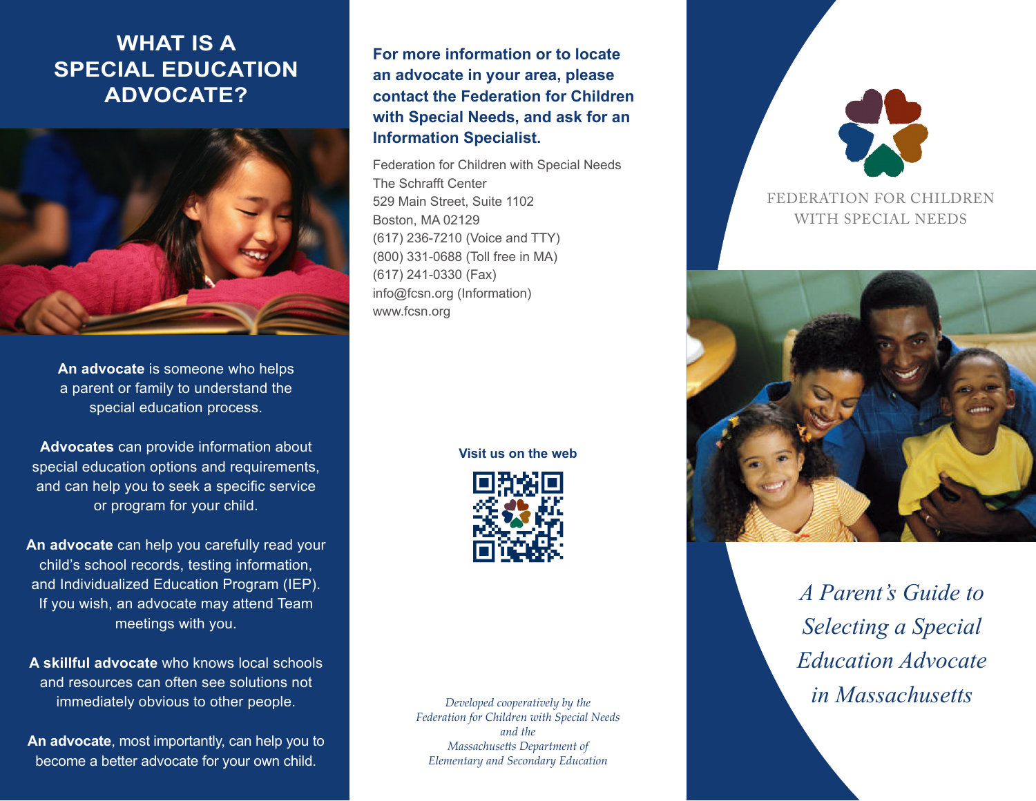# WHAT IS A SPECIAL EDUCATION ADVOCATE?

**An advocate** is someone who helps a parent or family to understand the special education process.

**Advocates** can provide information about special education options and requirements, and can help you to seek a specific service or program for your child.

**An advocate** can help you carefully read your child's school records, testing information, and Individualized Education Program (IEP). If you wish, an advocate may attend Team meetings with you.

**A skillful advocate** who knows local schools and resources can often see solutions not immediately obvious to other people.

**An advocate**, most importantly, can help you to become a better advocate for your own child.

**For more information or to locate an advocate in your area, please contact the Federation for Children with Special Needs, and ask for an Information Specialist.**

Federation for Children with Special Needs
The Schrafft Center
529 Main Street, Suite 1102
Boston, MA 02129
(617) 236-7210 (Voice and TTY)
(800) 331-0688 (Toll free in MA)
(617) 241-0330 (Fax)
info@fcsn.org (Information)
www.fcsn.org

**Visit us on the web**

*Developed cooperatively by the Federation for Children with Special Needs and the Massachusetts Department of Elementary and Secondary Education*

FEDERATION FOR CHILDREN WITH SPECIAL NEEDS

*A Parent's Guide to Selecting a Special Education Advocate in Massachusetts*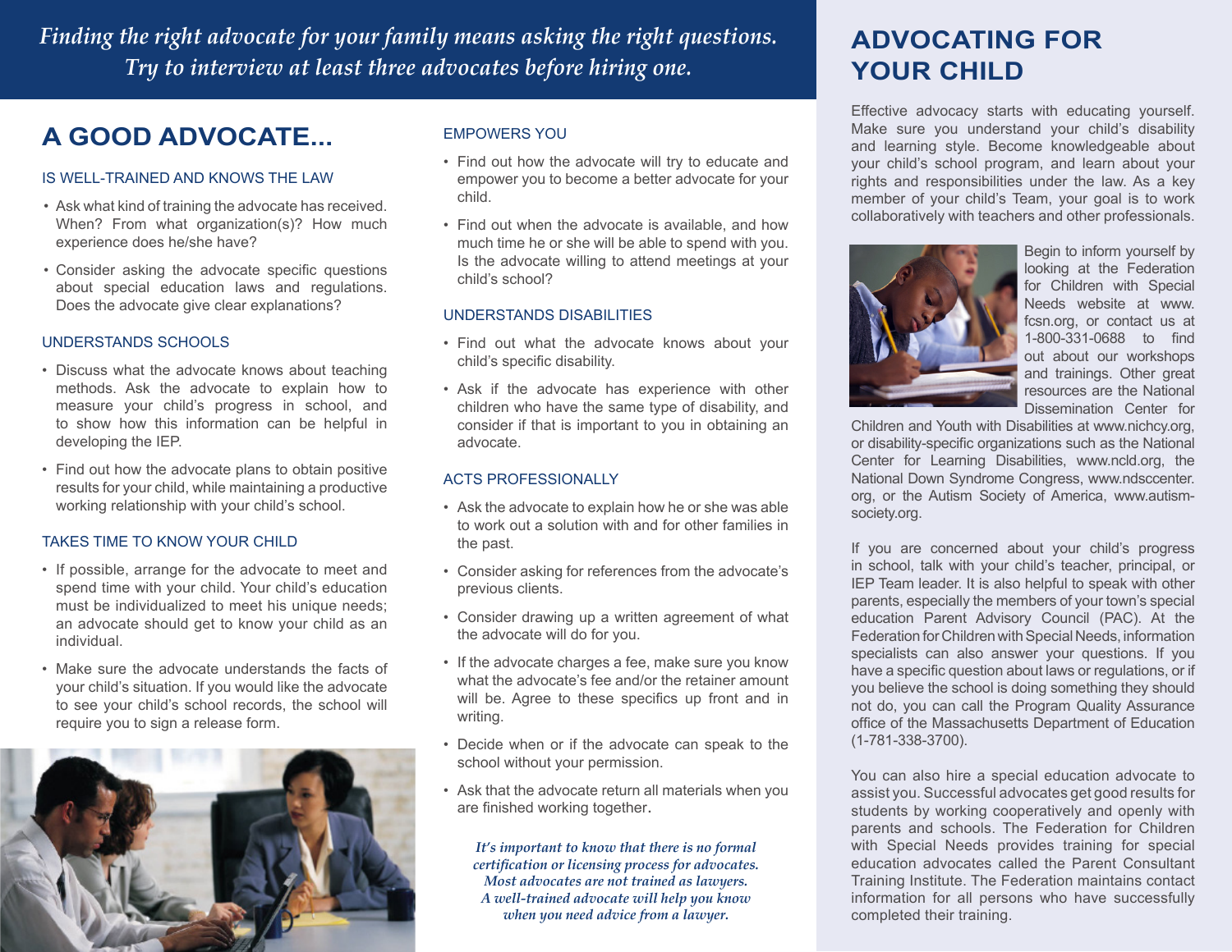*Finding the right advocate for your family means asking the right questions. Try to interview at least three advocates before hiring one.*

# A GOOD ADVOCATE...

### IS WELL-TRAINED AND KNOWS THE LAW

- Ask what kind of training the advocate has received. When? From what organization(s)? How much experience does he/she have?
- Consider asking the advocate specific questions about special education laws and regulations. Does the advocate give clear explanations?

### UNDERSTANDS SCHOOLS

- Discuss what the advocate knows about teaching methods. Ask the advocate to explain how to measure your child's progress in school, and to show how this information can be helpful in developing the IEP.
- Find out how the advocate plans to obtain positive results for your child, while maintaining a productive working relationship with your child's school.

### TAKES TIME TO KNOW YOUR CHILD

- If possible, arrange for the advocate to meet and spend time with your child. Your child's education must be individualized to meet his unique needs; an advocate should get to know your child as an individual.
- Make sure the advocate understands the facts of your child's situation. If you would like the advocate to see your child's school records, the school will require you to sign a release form.

### EMPOWERS YOU

- Find out how the advocate will try to educate and empower you to become a better advocate for your child.
- Find out when the advocate is available, and how much time he or she will be able to spend with you. Is the advocate willing to attend meetings at your child's school?

### UNDERSTANDS DISABILITIES

- Find out what the advocate knows about your child's specific disability.
- Ask if the advocate has experience with other children who have the same type of disability, and consider if that is important to you in obtaining an advocate.

### ACTS PROFESSIONALLY

- Ask the advocate to explain how he or she was able to work out a solution with and for other families in the past.
- Consider asking for references from the advocate's previous clients.
- Consider drawing up a written agreement of what the advocate will do for you.
- If the advocate charges a fee, make sure you know what the advocate's fee and/or the retainer amount will be. Agree to these specifics up front and in writing.
- Decide when or if the advocate can speak to the school without your permission.
- Ask that the advocate return all materials when you are finished working together.

*It's important to know that there is no formal certification or licensing process for advocates. Most advocates are not trained as lawyers. A well-trained advocate will help you know when you need advice from a lawyer.*

# ADVOCATING FOR YOUR CHILD

Effective advocacy starts with educating yourself. Make sure you understand your child's disability and learning style. Become knowledgeable about your child's school program, and learn about your rights and responsibilities under the law. As a key member of your child's Team, your goal is to work collaboratively with teachers and other professionals.

Begin to inform yourself by looking at the Federation for Children with Special Needs website at www.fcsn.org, or contact us at 1-800-331-0688 to find out about our workshops and trainings. Other great resources are the National Dissemination Center for Children and Youth with Disabilities at www.nichcy.org, or disability-specific organizations such as the National Center for Learning Disabilities, www.ncld.org, the National Down Syndrome Congress, www.ndsccenter.org, or the Autism Society of America, www.autism-society.org.

If you are concerned about your child's progress in school, talk with your child's teacher, principal, or IEP Team leader. It is also helpful to speak with other parents, especially the members of your town's special education Parent Advisory Council (PAC). At the Federation for Children with Special Needs, information specialists can also answer your questions. If you have a specific question about laws or regulations, or if you believe the school is doing something they should not do, you can call the Program Quality Assurance office of the Massachusetts Department of Education (1-781-338-3700).

You can also hire a special education advocate to assist you. Successful advocates get good results for students by working cooperatively and openly with parents and schools. The Federation for Children with Special Needs provides training for special education advocates called the Parent Consultant Training Institute. The Federation maintains contact information for all persons who have successfully completed their training.